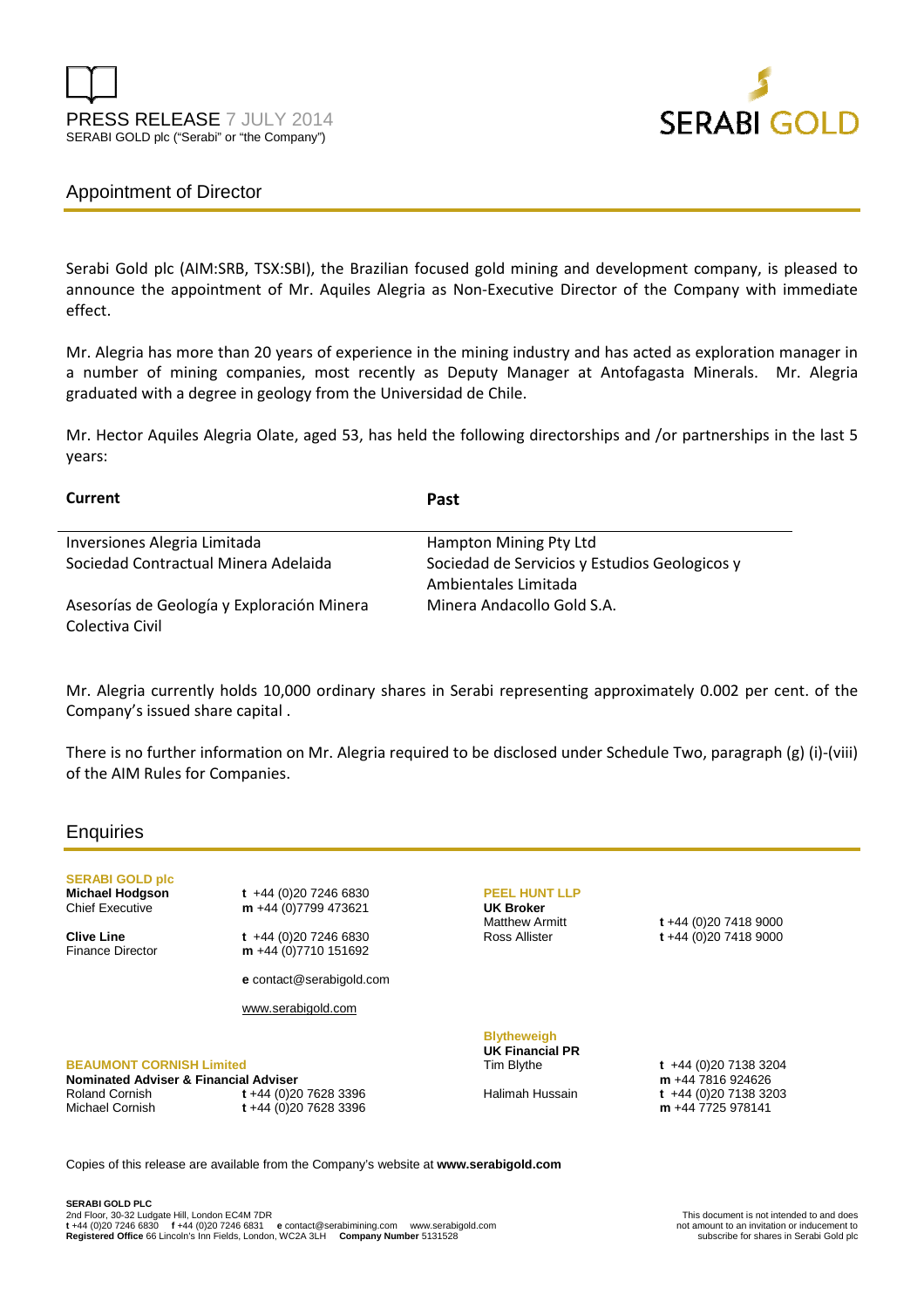PRESS RELEASE 7 JULY 2014

SERABI GOLD plc ("Serabi" or "the Company")

## Appointment of Director

Serabi Gold plc (AIM:SRB, TSX:SBI), the Brazilian focused gold mining and development company, is pleased to announce the appointment of Mr. Aquiles Alegria as Non-Executive Director of the Company with immediate effect.

Mr. Alegria has more than 20 years of experience in the mining industry and has acted as exploration manager in a number of mining companies, most recently as Deputy Manager at Antofagasta Minerals. Mr. Alegria graduated with a degree in geology from the Universidad de Chile.

Mr. Hector Aquiles Alegria Olate, aged 53, has held the following directorships and /or partnerships in the last 5 years:

| **Current** | **Past** |
|---|---|
| Inversiones Alegria Limitada | Hampton Mining Pty Ltd |
| Sociedad Contractual Minera Adelaida | Sociedad de Servicios y Estudios Geologicos y Ambientales Limitada |
| Asesorías de Geología y Exploración Minera Colectiva Civil | Minera Andacollo Gold S.A. |

Mr. Alegria currently holds 10,000 ordinary shares in Serabi representing approximately 0.002 per cent. of the Company's issued share capital .

There is no further information on Mr. Alegria required to be disclosed under Schedule Two, paragraph (g) (i)-(viii) of the AIM Rules for Companies.

## Enquiries

**SERABI GOLD plc**

**Michael Hodgson** – Chief Executive
t +44 (0)20 7246 6830
m +44 (0)7799 473621

**Clive Line** – Finance Director
t +44 (0)20 7246 6830
m +44 (0)7710 151692

e contact@serabigold.com

www.serabigold.com

**BEAUMONT CORNISH Limited**
**Nominated Adviser & Financial Adviser**
Roland Cornish t +44 (0)20 7628 3396
Michael Cornish t +44 (0)20 7628 3396

**PEEL HUNT LLP**
**UK Broker**
Matthew Armitt t +44 (0)20 7418 9000
Ross Allister t +44 (0)20 7418 9000

**Blytheweigh**
**UK Financial PR**
Tim Blythe t +44 (0)20 7138 3204 m +44 7816 924626
Halimah Hussain t +44 (0)20 7138 3203 m +44 7725 978141

Copies of this release are available from the Company's website at **www.serabigold.com**

**SERABI GOLD PLC**
2nd Floor, 30-32 Ludgate Hill, London EC4M 7DR
**t** +44 (0)20 7246 6830 **f** +44 (0)20 7246 6831 **e** contact@serabimining.com www.serabigold.com
**Registered Office** 66 Lincoln's Inn Fields, London, WC2A 3LH **Company Number** 5131528

This document is not intended to and does not amount to an invitation or inducement to subscribe for shares in Serabi Gold plc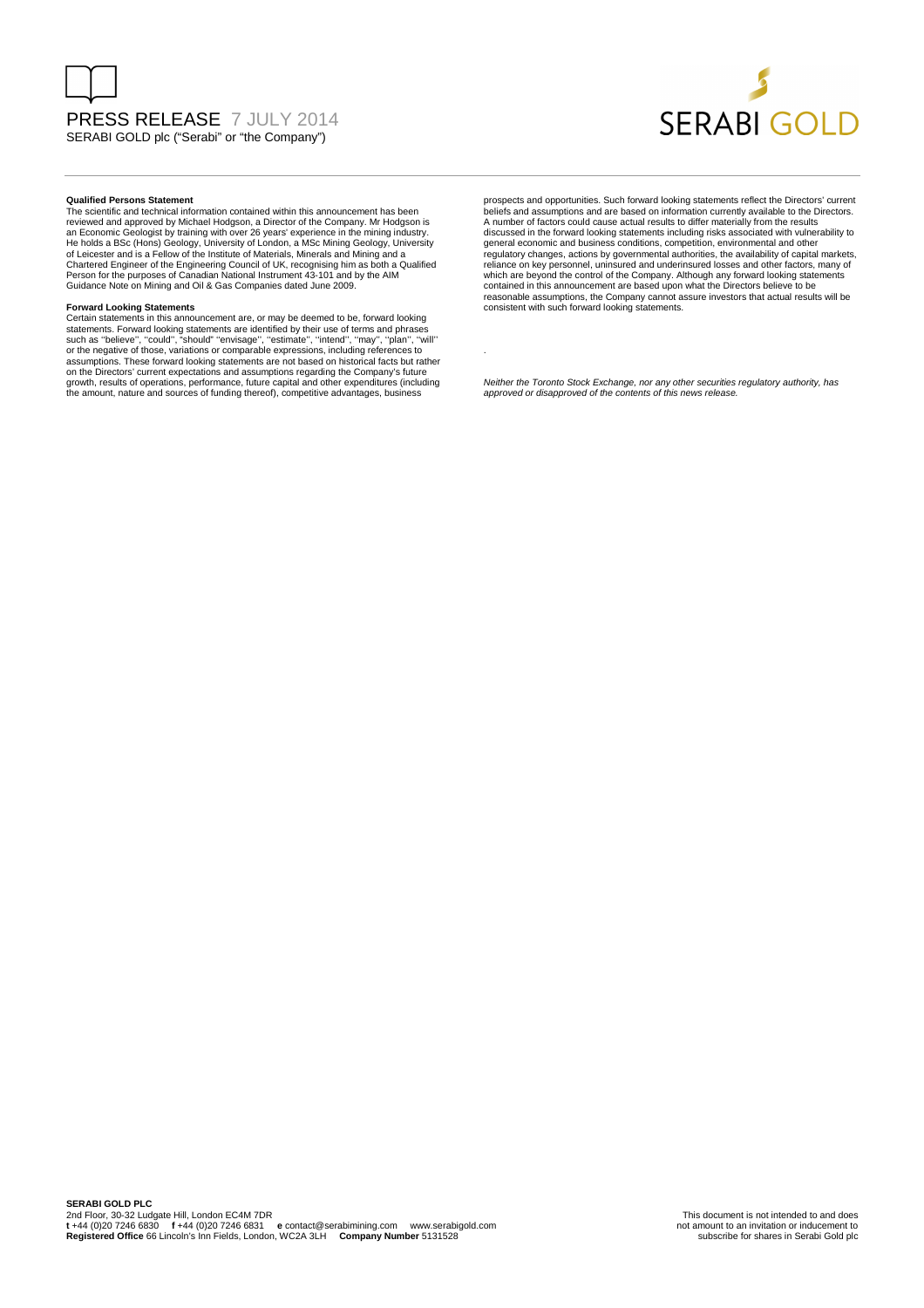**Qualified Persons Statement**

The scientific and technical information contained within this announcement has been reviewed and approved by Michael Hodgson, a Director of the Company. Mr Hodgson is an Economic Geologist by training with over 26 years' experience in the mining industry. He holds a BSc (Hons) Geology, University of London, a MSc Mining Geology, University of Leicester and is a Fellow of the Institute of Materials, Minerals and Mining and a Chartered Engineer of the Engineering Council of UK, recognising him as both a Qualified Person for the purposes of Canadian National Instrument 43-101 and by the AIM Guidance Note on Mining and Oil & Gas Companies dated June 2009.

**Forward Looking Statements**

Certain statements in this announcement are, or may be deemed to be, forward looking statements. Forward looking statements are identified by their use of terms and phrases such as ''believe'', ''could'', "should" ''envisage'', ''estimate'', ''intend'', ''may'', ''plan'', ''will'' or the negative of those, variations or comparable expressions, including references to assumptions. These forward looking statements are not based on historical facts but rather on the Directors' current expectations and assumptions regarding the Company's future growth, results of operations, performance, future capital and other expenditures (including the amount, nature and sources of funding thereof), competitive advantages, business prospects and opportunities. Such forward looking statements reflect the Directors' current beliefs and assumptions and are based on information currently available to the Directors. A number of factors could cause actual results to differ materially from the results discussed in the forward looking statements including risks associated with vulnerability to general economic and business conditions, competition, environmental and other regulatory changes, actions by governmental authorities, the availability of capital markets, reliance on key personnel, uninsured and underinsured losses and other factors, many of which are beyond the control of the Company. Although any forward looking statements contained in this announcement are based upon what the Directors believe to be reasonable assumptions, the Company cannot assure investors that actual results will be consistent with such forward looking statements.

*Neither the Toronto Stock Exchange, nor any other securities regulatory authority, has approved or disapproved of the contents of this news release.*